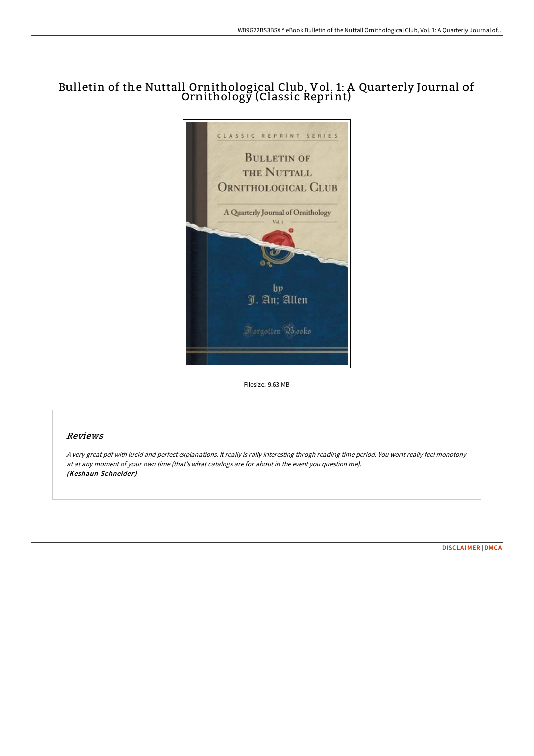# Bulletin of the Nuttall Ornithological Club, Vol. 1: A Quarterly Journal of Ornithology (Classic Reprint)

Filesize: 9.63 MB

## Reviews

*A very great pdf with lucid and perfect explanations. It really is rally interesting throgh reading time period. You wont really feel monotony at at any moment of your own time (that's what catalogs are for about in the event you question me).*
***(Keshaun Schneider)***

DISCLAIMER | DMCA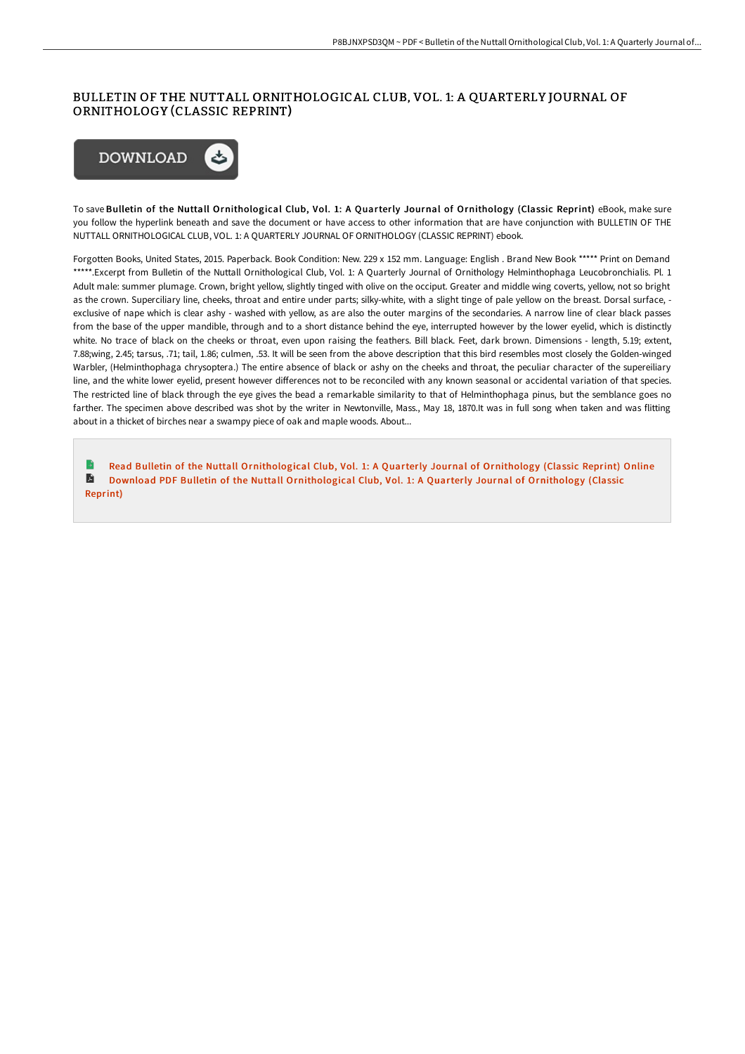# BULLETIN OF THE NUTTALL ORNITHOLOGICAL CLUB, VOL. 1: A QUARTERLY JOURNAL OF ORNITHOLOGY (CLASSIC REPRINT)

DOWNLOAD

To save **Bulletin of the Nuttall Ornithological Club, Vol. 1: A Quarterly Journal of Ornithology (Classic Reprint)** eBook, make sure you follow the hyperlink beneath and save the document or have access to other information that are have conjunction with BULLETIN OF THE NUTTALL ORNITHOLOGICAL CLUB, VOL. 1: A QUARTERLY JOURNAL OF ORNITHOLOGY (CLASSIC REPRINT) ebook.

Forgotten Books, United States, 2015. Paperback. Book Condition: New. 229 x 152 mm. Language: English . Brand New Book ***** Print on Demand *****.Excerpt from Bulletin of the Nuttall Ornithological Club, Vol. 1: A Quarterly Journal of Ornithology Helminthophaga Leucobronchialis. Pl. 1 Adult male: summer plumage. Crown, bright yellow, slightly tinged with olive on the occiput. Greater and middle wing coverts, yellow, not so bright as the crown. Superciliary line, cheeks, throat and entire under parts; silky-white, with a slight tinge of pale yellow on the breast. Dorsal surface, - exclusive of nape which is clear ashy - washed with yellow, as are also the outer margins of the secondaries. A narrow line of clear black passes from the base of the upper mandible, through and to a short distance behind the eye, interrupted however by the lower eyelid, which is distinctly white. No trace of black on the cheeks or throat, even upon raising the feathers. Bill black. Feet, dark brown. Dimensions - length, 5.19; extent, 7.88;wing, 2.45; tarsus, .71; tail, 1.86; culmen, .53. It will be seen from the above description that this bird resembles most closely the Golden-winged Warbler, (Helminthophaga chrysoptera.) The entire absence of black or ashy on the cheeks and throat, the peculiar character of the supereiliary line, and the white lower eyelid, present however differences not to be reconciled with any known seasonal or accidental variation of that species. The restricted line of black through the eye gives the bead a remarkable similarity to that of Helminthophaga pinus, but the semblance goes no farther. The specimen above described was shot by the writer in Newtonville, Mass., May 18, 1870.It was in full song when taken and was flitting about in a thicket of birches near a swampy piece of oak and maple woods. About...

- Read Bulletin of the Nuttall Ornithological Club, Vol. 1: A Quarterly Journal of Ornithology (Classic Reprint) Online
- Download PDF Bulletin of the Nuttall Ornithological Club, Vol. 1: A Quarterly Journal of Ornithology (Classic Reprint)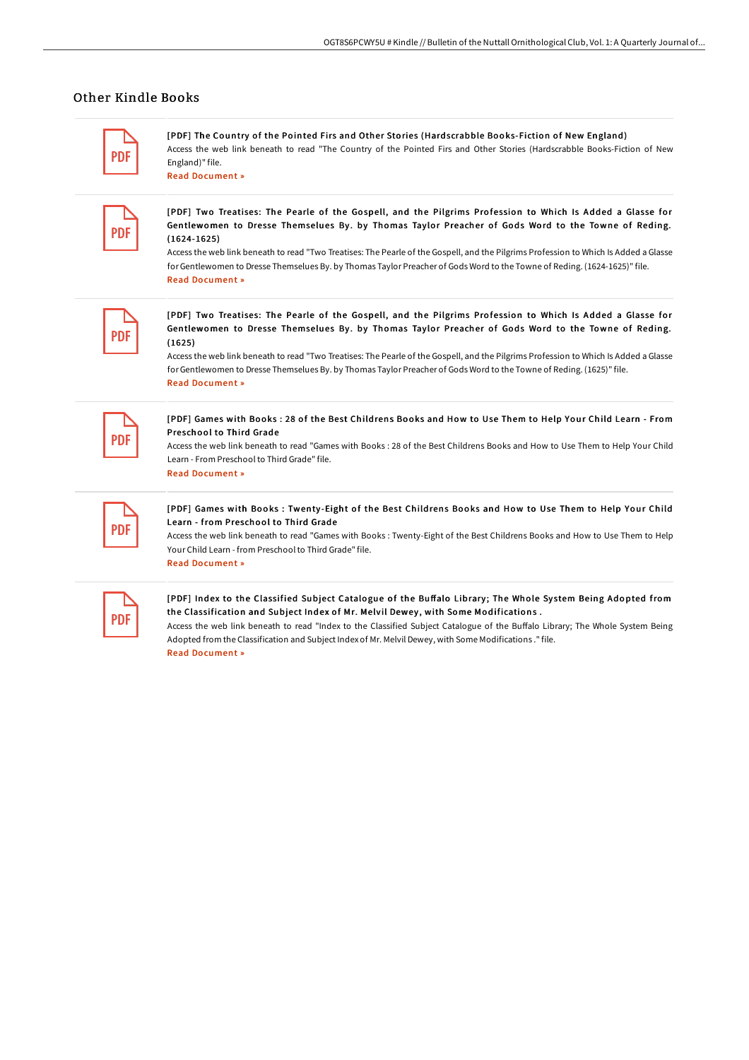## Other Kindle Books

**[PDF] The Country of the Pointed Firs and Other Stories (Hardscrabble Books-Fiction of New England)**

Access the web link beneath to read "The Country of the Pointed Firs and Other Stories (Hardscrabble Books-Fiction of New England)" file.

Read Document »

**[PDF] Two Treatises: The Pearle of the Gospell, and the Pilgrims Profession to Which Is Added a Glasse for Gentlewomen to Dresse Themselues By. by Thomas Taylor Preacher of Gods Word to the Towne of Reding. (1624-1625)**

Access the web link beneath to read "Two Treatises: The Pearle of the Gospell, and the Pilgrims Profession to Which Is Added a Glasse for Gentlewomen to Dresse Themselues By. by Thomas Taylor Preacher of Gods Word to the Towne of Reding. (1624-1625)" file.

Read Document »

**[PDF] Two Treatises: The Pearle of the Gospell, and the Pilgrims Profession to Which Is Added a Glasse for Gentlewomen to Dresse Themselues By. by Thomas Taylor Preacher of Gods Word to the Towne of Reding. (1625)**

Access the web link beneath to read "Two Treatises: The Pearle of the Gospell, and the Pilgrims Profession to Which Is Added a Glasse for Gentlewomen to Dresse Themselues By. by Thomas Taylor Preacher of Gods Word to the Towne of Reding. (1625)" file.

Read Document »

**[PDF] Games with Books : 28 of the Best Childrens Books and How to Use Them to Help Your Child Learn - From Preschool to Third Grade**

Access the web link beneath to read "Games with Books : 28 of the Best Childrens Books and How to Use Them to Help Your Child Learn - From Preschool to Third Grade" file.

Read Document »

**[PDF] Games with Books : Twenty-Eight of the Best Childrens Books and How to Use Them to Help Your Child Learn - from Preschool to Third Grade**

Access the web link beneath to read "Games with Books : Twenty-Eight of the Best Childrens Books and How to Use Them to Help Your Child Learn - from Preschool to Third Grade" file.

Read Document »

**[PDF] Index to the Classified Subject Catalogue of the Buffalo Library; The Whole System Being Adopted from the Classification and Subject Index of Mr. Melvil Dewey, with Some Modifications .**

Access the web link beneath to read "Index to the Classified Subject Catalogue of the Buffalo Library; The Whole System Being Adopted from the Classification and Subject Index of Mr. Melvil Dewey, with Some Modifications ." file.

Read Document »